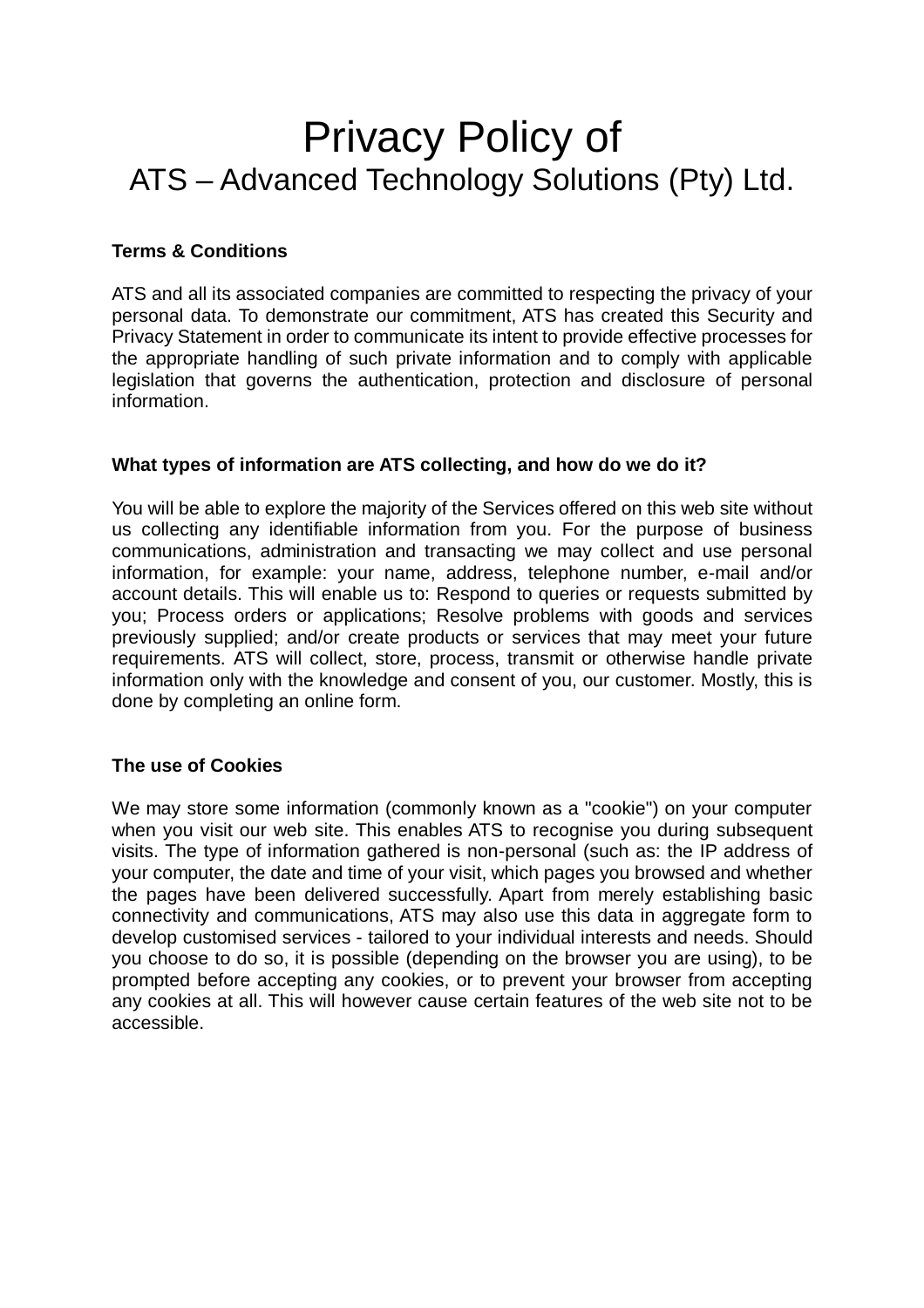# Privacy Policy of
# ATS – Advanced Technology Solutions (Pty) Ltd.

**Terms & Conditions**

ATS and all its associated companies are committed to respecting the privacy of your personal data. To demonstrate our commitment, ATS has created this Security and Privacy Statement in order to communicate its intent to provide effective processes for the appropriate handling of such private information and to comply with applicable legislation that governs the authentication, protection and disclosure of personal information.

**What types of information are ATS collecting, and how do we do it?**

You will be able to explore the majority of the Services offered on this web site without us collecting any identifiable information from you. For the purpose of business communications, administration and transacting we may collect and use personal information, for example: your name, address, telephone number, e-mail and/or account details. This will enable us to: Respond to queries or requests submitted by you; Process orders or applications; Resolve problems with goods and services previously supplied; and/or create products or services that may meet your future requirements. ATS will collect, store, process, transmit or otherwise handle private information only with the knowledge and consent of you, our customer. Mostly, this is done by completing an online form.

**The use of Cookies**

We may store some information (commonly known as a "cookie") on your computer when you visit our web site. This enables ATS to recognise you during subsequent visits. The type of information gathered is non-personal (such as: the IP address of your computer, the date and time of your visit, which pages you browsed and whether the pages have been delivered successfully. Apart from merely establishing basic connectivity and communications, ATS may also use this data in aggregate form to develop customised services - tailored to your individual interests and needs. Should you choose to do so, it is possible (depending on the browser you are using), to be prompted before accepting any cookies, or to prevent your browser from accepting any cookies at all. This will however cause certain features of the web site not to be accessible.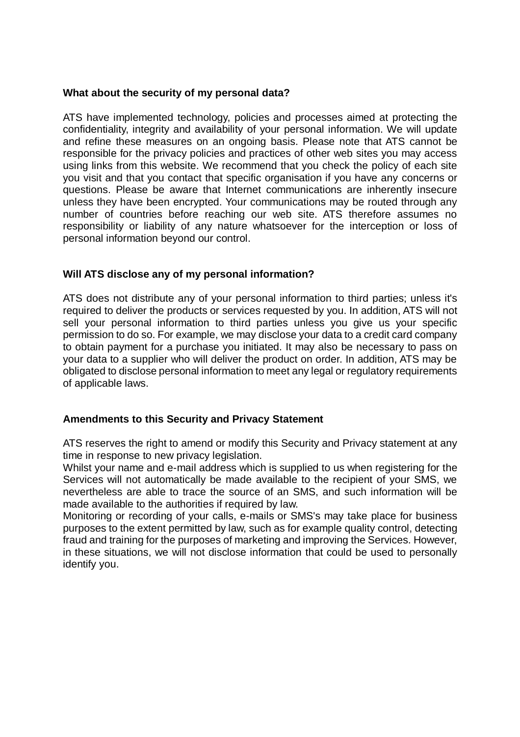**What about the security of my personal data?**

ATS have implemented technology, policies and processes aimed at protecting the confidentiality, integrity and availability of your personal information. We will update and refine these measures on an ongoing basis. Please note that ATS cannot be responsible for the privacy policies and practices of other web sites you may access using links from this website. We recommend that you check the policy of each site you visit and that you contact that specific organisation if you have any concerns or questions. Please be aware that Internet communications are inherently insecure unless they have been encrypted. Your communications may be routed through any number of countries before reaching our web site. ATS therefore assumes no responsibility or liability of any nature whatsoever for the interception or loss of personal information beyond our control.

**Will ATS disclose any of my personal information?**

ATS does not distribute any of your personal information to third parties; unless it's required to deliver the products or services requested by you. In addition, ATS will not sell your personal information to third parties unless you give us your specific permission to do so. For example, we may disclose your data to a credit card company to obtain payment for a purchase you initiated. It may also be necessary to pass on your data to a supplier who will deliver the product on order. In addition, ATS may be obligated to disclose personal information to meet any legal or regulatory requirements of applicable laws.

**Amendments to this Security and Privacy Statement**

ATS reserves the right to amend or modify this Security and Privacy statement at any time in response to new privacy legislation.
Whilst your name and e-mail address which is supplied to us when registering for the Services will not automatically be made available to the recipient of your SMS, we nevertheless are able to trace the source of an SMS, and such information will be made available to the authorities if required by law.
Monitoring or recording of your calls, e-mails or SMS's may take place for business purposes to the extent permitted by law, such as for example quality control, detecting fraud and training for the purposes of marketing and improving the Services. However, in these situations, we will not disclose information that could be used to personally identify you.